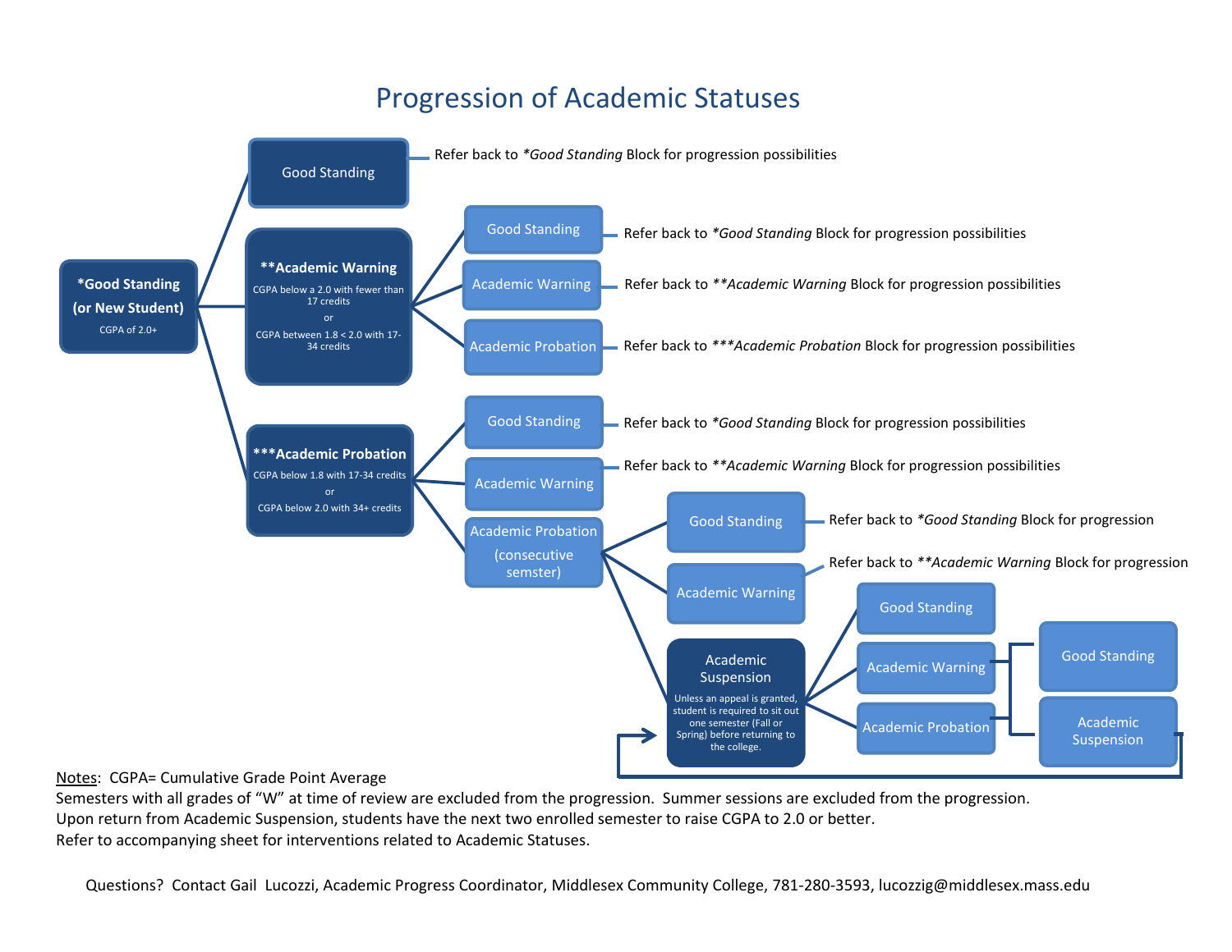# Progression of Academic Statuses

**\*Good Standing (or New Student)**
CGPA of 2.0+

- **Good Standing** — Refer back to *\*Good Standing* Block for progression possibilities
- **\*\*Academic Warning**
  CGPA below a 2.0 with fewer than 17 credits
  or
  CGPA between 1.8 < 2.0 with 17-34 credits
  - Good Standing — Refer back to *\*Good Standing* Block for progression possibilities
  - Academic Warning — Refer back to *\*\*Academic Warning* Block for progression possibilities
  - Academic Probation — Refer back to *\*\*\*Academic Probation* Block for progression possibilities
- **\*\*\*Academic Probation**
  CGPA below 1.8 with 17-34 credits
  or
  CGPA below 2.0 with 34+ credits
  - Good Standing — Refer back to *\*Good Standing* Block for progression possibilities
  - Academic Warning — Refer back to *\*\*Academic Warning* Block for progression possibilities
  - Academic Probation (consecutive semster)
    - Good Standing — Refer back to *\*Good Standing* Block for progression
    - Academic Warning — Refer back to *\*\*Academic Warning* Block for progression
    - **Academic Suspension**
      Unless an appeal is granted, student is required to sit out one semester (Fall or Spring) before returning to the college.
      - Good Standing
      - Academic Warning
        - Good Standing
        - Academic Suspension (returns to Academic Suspension)
      - Academic Probation
        - Good Standing
        - Academic Suspension (returns to Academic Suspension)

<u>Notes</u>: CGPA= Cumulative Grade Point Average
Semesters with all grades of "W" at time of review are excluded from the progression. Summer sessions are excluded from the progression.
Upon return from Academic Suspension, students have the next two enrolled semester to raise CGPA to 2.0 or better.
Refer to accompanying sheet for interventions related to Academic Statuses.

Questions? Contact Gail Lucozzi, Academic Progress Coordinator, Middlesex Community College, 781-280-3593, lucozzig@middlesex.mass.edu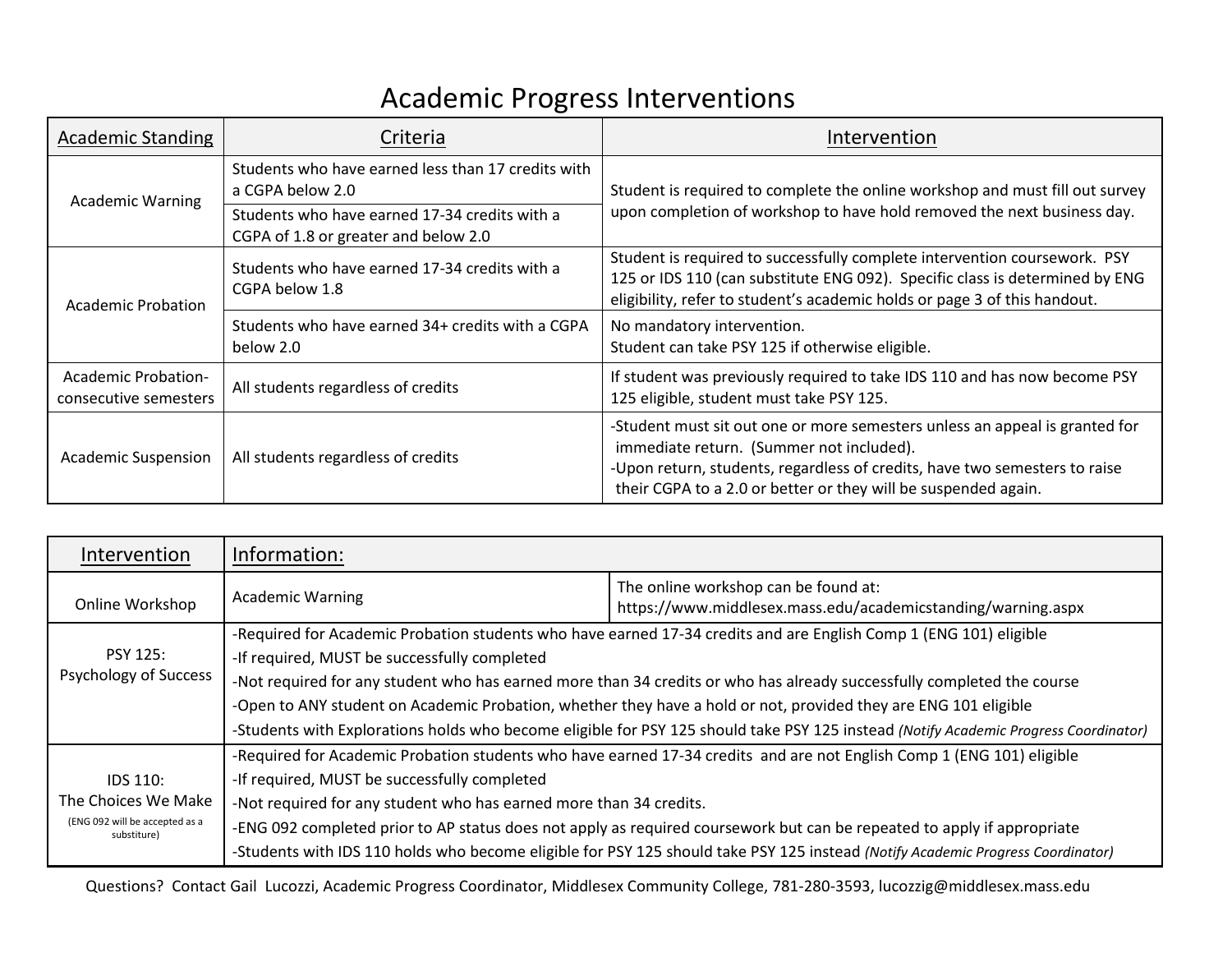# Academic Progress Interventions

| Academic Standing | Criteria | Intervention |
|---|---|---|
| Academic Warning | Students who have earned less than 17 credits with a CGPA below 2.0 | Student is required to complete the online workshop and must fill out survey upon completion of workshop to have hold removed the next business day. |
| | Students who have earned 17-34 credits with a CGPA of 1.8 or greater and below 2.0 | |
| Academic Probation | Students who have earned 17-34 credits with a CGPA below 1.8 | Student is required to successfully complete intervention coursework. PSY 125 or IDS 110 (can substitute ENG 092). Specific class is determined by ENG eligibility, refer to student's academic holds or page 3 of this handout. |
| | Students who have earned 34+ credits with a CGPA below 2.0 | No mandatory intervention.<br>Student can take PSY 125 if otherwise eligible. |
| Academic Probation-consecutive semesters | All students regardless of credits | If student was previously required to take IDS 110 and has now become PSY 125 eligible, student must take PSY 125. |
| Academic Suspension | All students regardless of credits | -Student must sit out one or more semesters unless an appeal is granted for immediate return. (Summer not included).<br>-Upon return, students, regardless of credits, have two semesters to raise their CGPA to a 2.0 or better or they will be suspended again. |

| Intervention | Information: | |
|---|---|---|
| Online Workshop | Academic Warning | The online workshop can be found at:<br>https://www.middlesex.mass.edu/academicstanding/warning.aspx |
| PSY 125:<br>Psychology of Success | -Required for Academic Probation students who have earned 17-34 credits and are English Comp 1 (ENG 101) eligible<br>-If required, MUST be successfully completed<br>-Not required for any student who has earned more than 34 credits or who has already successfully completed the course<br>-Open to ANY student on Academic Probation, whether they have a hold or not, provided they are ENG 101 eligible<br>-Students with Explorations holds who become eligible for PSY 125 should take PSY 125 instead *(Notify Academic Progress Coordinator)* | |
| IDS 110:<br>The Choices We Make<br>(ENG 092 will be accepted as a substiture) | -Required for Academic Probation students who have earned 17-34 credits and are not English Comp 1 (ENG 101) eligible<br>-If required, MUST be successfully completed<br>-Not required for any student who has earned more than 34 credits.<br>-ENG 092 completed prior to AP status does not apply as required coursework but can be repeated to apply if appropriate<br>-Students with IDS 110 holds who become eligible for PSY 125 should take PSY 125 instead *(Notify Academic Progress Coordinator)* | |

Questions? Contact Gail Lucozzi, Academic Progress Coordinator, Middlesex Community College, 781-280-3593, lucozzig@middlesex.mass.edu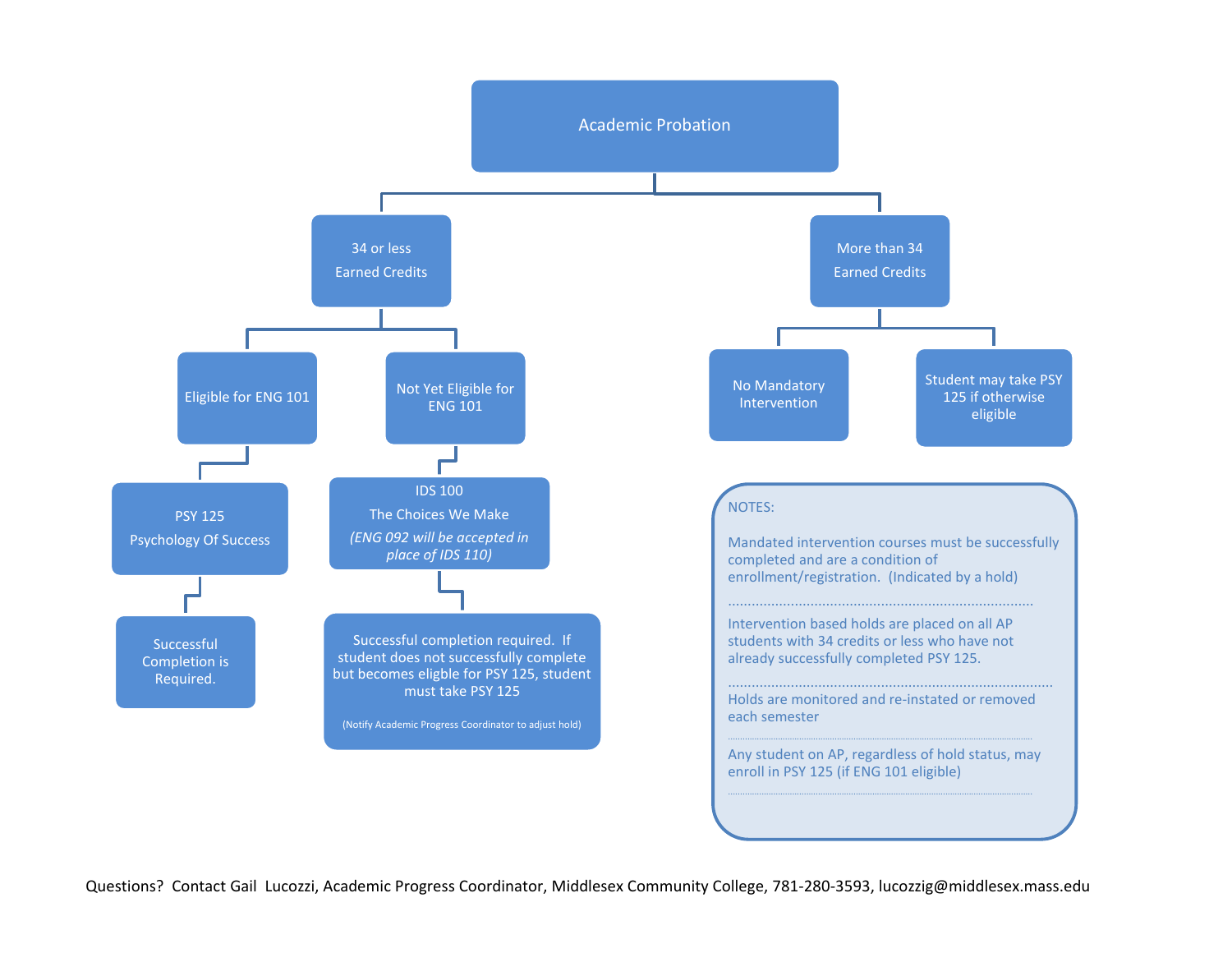# Academic Probation

## 34 or less Earned Credits

### Eligible for ENG 101

PSY 125
Psychology Of Success

Successful Completion is Required.

### Not Yet Eligible for ENG 101

IDS 100
The Choices We Make
*(ENG 092 will be accepted in place of IDS 110)*

Successful completion required. If student does not successfully complete but becomes eligble for PSY 125, student must take PSY 125

(Notify Academic Progress Coordinator to adjust hold)

## More than 34 Earned Credits

No Mandatory Intervention

Student may take PSY 125 if otherwise eligible

NOTES:

Mandated intervention courses must be successfully completed and are a condition of enrollment/registration. (Indicated by a hold)

Intervention based holds are placed on all AP students with 34 credits or less who have not already successfully completed PSY 125.

Holds are monitored and re-instated or removed each semester

Any student on AP, regardless of hold status, may enroll in PSY 125 (if ENG 101 eligible)

Questions? Contact Gail Lucozzi, Academic Progress Coordinator, Middlesex Community College, 781-280-3593, lucozzig@middlesex.mass.edu